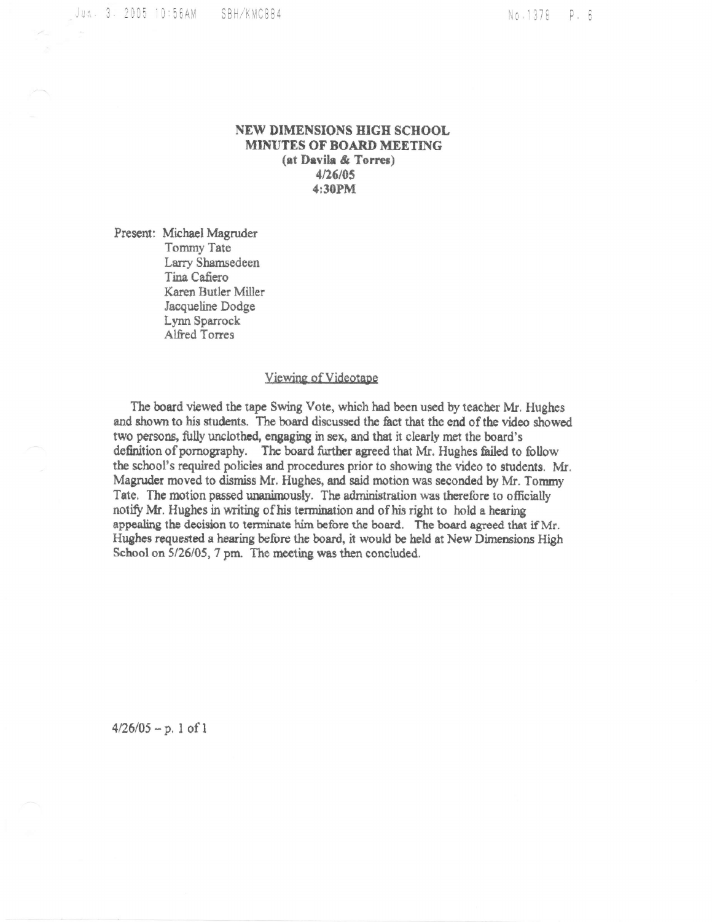# NEW DIMENSIONS HIGH SCHOOL
## MINUTES OF BOARD MEETING
**(at Davila & Torres)**
**4/26/05**
**4:30PM**

Present: Michael Magruder
Tommy Tate
Larry Shamsedeen
Tina Cafiero
Karen Butler Miller
Jacqueline Dodge
Lynn Sparrock
Alfred Torres

### Viewing of Videotape

The board viewed the tape Swing Vote, which had been used by teacher Mr. Hughes and shown to his students. The board discussed the fact that the end of the video showed two persons, fully unclothed, engaging in sex, and that it clearly met the board's definition of pornography. The board further agreed that Mr. Hughes failed to follow the school's required policies and procedures prior to showing the video to students. Mr. Magruder moved to dismiss Mr. Hughes, and said motion was seconded by Mr. Tommy Tate. The motion passed unanimously. The administration was therefore to officially notify Mr. Hughes in writing of his termination and of his right to hold a hearing appealing the decision to terminate him before the board. The board agreed that if Mr. Hughes requested a hearing before the board, it would be held at New Dimensions High School on 5/26/05, 7 pm. The meeting was then concluded.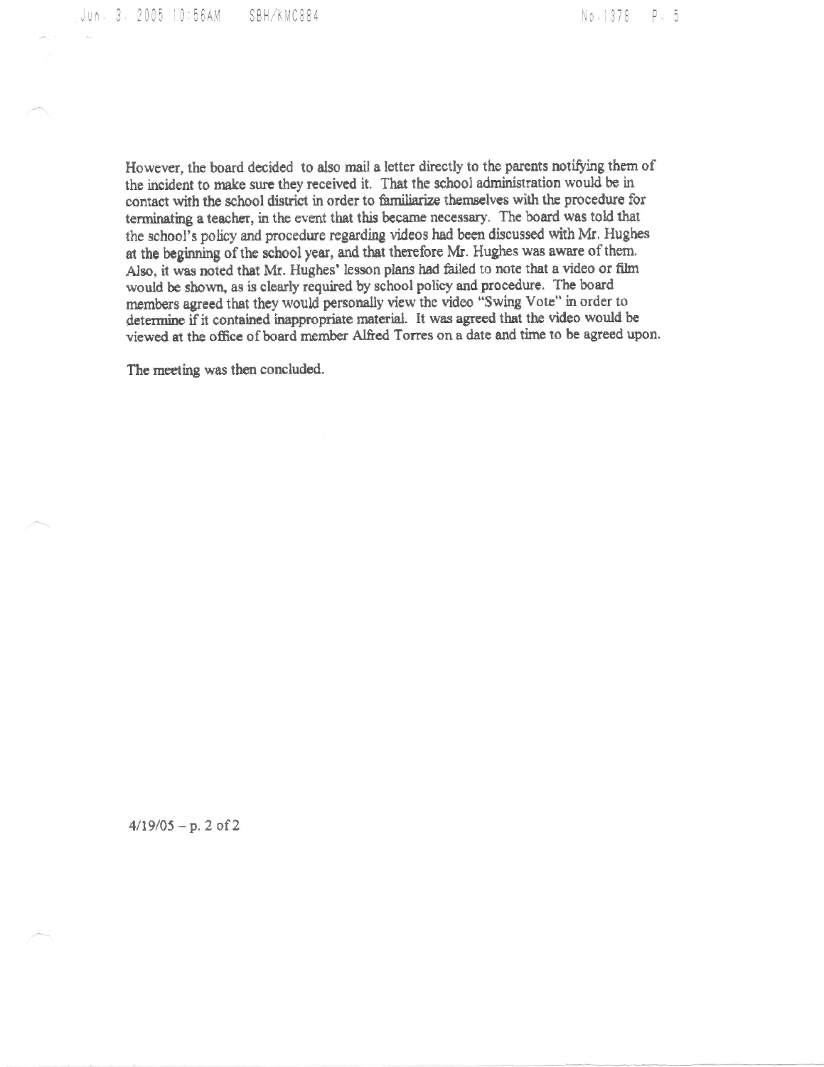However, the board decided to also mail a letter directly to the parents notifying them of the incident to make sure they received it. That the school administration would be in contact with the school district in order to familiarize themselves with the procedure for terminating a teacher, in the event that this became necessary. The board was told that the school's policy and procedure regarding videos had been discussed with Mr. Hughes at the beginning of the school year, and that therefore Mr. Hughes was aware of them. Also, it was noted that Mr. Hughes' lesson plans had failed to note that a video or film would be shown, as is clearly required by school policy and procedure. The board members agreed that they would personally view the video "Swing Vote" in order to determine if it contained inappropriate material. It was agreed that the video would be viewed at the office of board member Alfred Torres on a date and time to be agreed upon.

The meeting was then concluded.

4/19/05 – p. 2 of 2